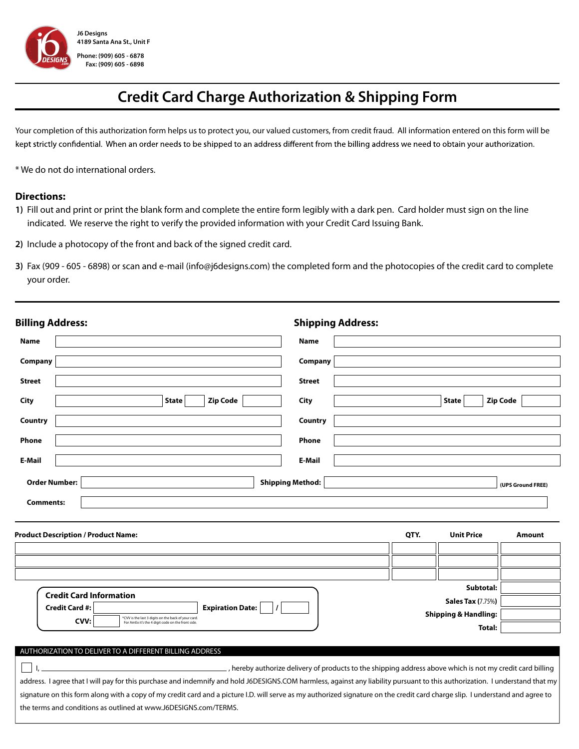J6 Designs
4189 Santa Ana St., Unit F

Phone: (909) 605 - 6878
Fax: (909) 605 - 6898

# Credit Card Charge Authorization & Shipping Form

Your completion of this authorization form helps us to protect you, our valued customers, from credit fraud. All information entered on this form will be kept strictly confidential. When an order needs to be shipped to an address different from the billing address we need to obtain your authorization.

* We do not do international orders.

## Directions:

**1)** Fill out and print or print the blank form and complete the entire form legibly with a dark pen. Card holder must sign on the line indicated. We reserve the right to verify the provided information with your Credit Card Issuing Bank.

**2)** Include a photocopy of the front and back of the signed credit card.

**3)** Fax (909 - 605 - 6898) or scan and e-mail (info@j6designs.com) the completed form and the photocopies of the credit card to complete your order.

| **Billing Address:** | | **Shipping Address:** | |
|---|---|---|---|
| **Name** | | **Name** | |
| **Company** | | **Company** | |
| **Street** | | **Street** | |
| **City** | **State** **Zip Code** | **City** | **State** **Zip Code** |
| **Country** | | **Country** | |
| **Phone** | | **Phone** | |
| **E-Mail** | | **E-Mail** | |

**Order Number:** ____________ **Shipping Method:** ____________ **(UPS Ground FREE)**

**Comments:** ____________

| **Product Description / Product Name:** | **QTY.** | **Unit Price** | **Amount** |
|---|---|---|---|
| | | | |
| | | | |
| | | | |
| | | **Subtotal:** | |
| | | **Sales Tax** (7.75%) | |
| | | **Shipping & Handling:** | |
| | | **Total:** | |

**Credit Card Information**

**Credit Card #:** ____________ **Expiration Date:** ____ / ____

**CVV:** ____ *CVV is the last 3 digits on the back of your card. For AmEx it's the 4 digit code on the front side.

AUTHORIZATION TO DELIVER TO A DIFFERENT BILLING ADDRESS

☐ I, ______________________, hereby authorize delivery of products to the shipping address above which is not my credit card billing address. I agree that I will pay for this purchase and indemnify and hold J6DESIGNS.COM harmless, against any liability pursuant to this authorization. I understand that my signature on this form along with a copy of my credit card and a picture I.D. will serve as my authorized signature on the credit card charge slip. I understand and agree to the terms and conditions as outlined at www.J6DESIGNS.COM/TERMS.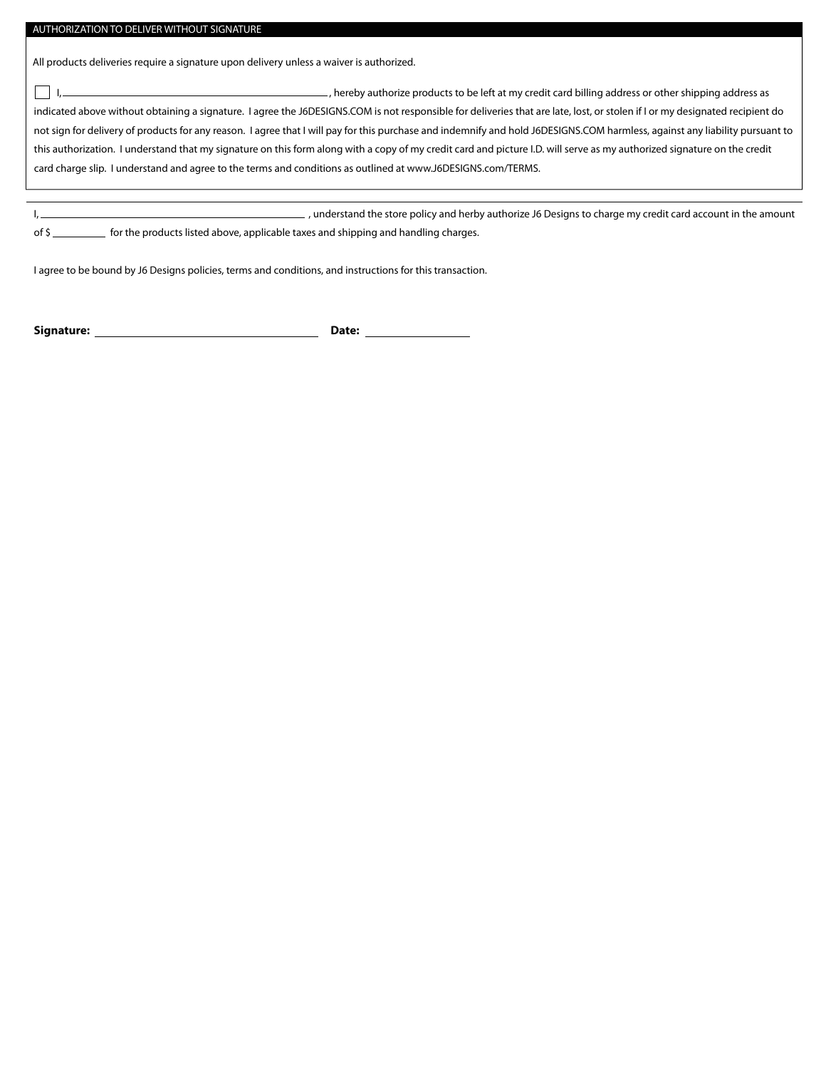## AUTHORIZATION TO DELIVER WITHOUT SIGNATURE

All products deliveries require a signature upon delivery unless a waiver is authorized.

☐ I, ________________________________________, hereby authorize products to be left at my credit card billing address or other shipping address as indicated above without obtaining a signature. I agree the J6DESIGNS.COM is not responsible for deliveries that are late, lost, or stolen if I or my designated recipient do not sign for delivery of products for any reason. I agree that I will pay for this purchase and indemnify and hold J6DESIGNS.COM harmless, against any liability pursuant to this authorization. I understand that my signature on this form along with a copy of my credit card and picture I.D. will serve as my authorized signature on the credit card charge slip. I understand and agree to the terms and conditions as outlined at www.J6DESIGNS.com/TERMS.

---

I, ________________________________________ , understand the store policy and herby authorize J6 Designs to charge my credit card account in the amount of $ __________ for the products listed above, applicable taxes and shipping and handling charges.

I agree to be bound by J6 Designs policies, terms and conditions, and instructions for this transaction.

**Signature:** ______________________________ **Date:** ______________